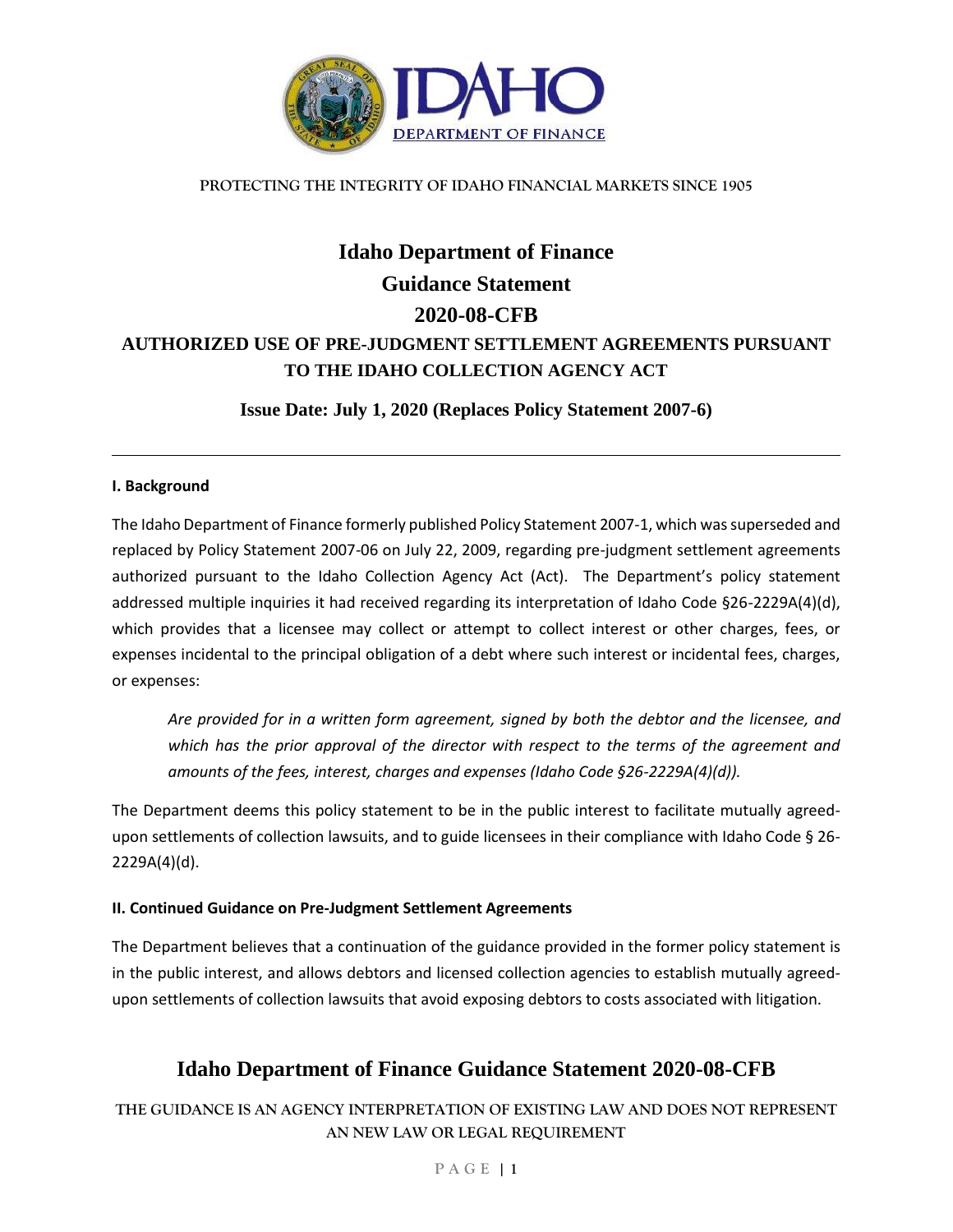PROTECTING THE INTEGRITY OF IDAHO FINANCIAL MARKETS SINCE 1905

# Idaho Department of Finance
# Guidance Statement
# 2020-08-CFB

## AUTHORIZED USE OF PRE-JUDGMENT SETTLEMENT AGREEMENTS PURSUANT TO THE IDAHO COLLECTION AGENCY ACT

**Issue Date: July 1, 2020 (Replaces Policy Statement 2007-6)**

---

### I. Background

The Idaho Department of Finance formerly published Policy Statement 2007-1, which was superseded and replaced by Policy Statement 2007-06 on July 22, 2009, regarding pre-judgment settlement agreements authorized pursuant to the Idaho Collection Agency Act (Act). The Department's policy statement addressed multiple inquiries it had received regarding its interpretation of Idaho Code §26-2229A(4)(d), which provides that a licensee may collect or attempt to collect interest or other charges, fees, or expenses incidental to the principal obligation of a debt where such interest or incidental fees, charges, or expenses:

> *Are provided for in a written form agreement, signed by both the debtor and the licensee, and which has the prior approval of the director with respect to the terms of the agreement and amounts of the fees, interest, charges and expenses (Idaho Code §26-2229A(4)(d)).*

The Department deems this policy statement to be in the public interest to facilitate mutually agreed-upon settlements of collection lawsuits, and to guide licensees in their compliance with Idaho Code § 26-2229A(4)(d).

### II. Continued Guidance on Pre-Judgment Settlement Agreements

The Department believes that a continuation of the guidance provided in the former policy statement is in the public interest, and allows debtors and licensed collection agencies to establish mutually agreed-upon settlements of collection lawsuits that avoid exposing debtors to costs associated with litigation.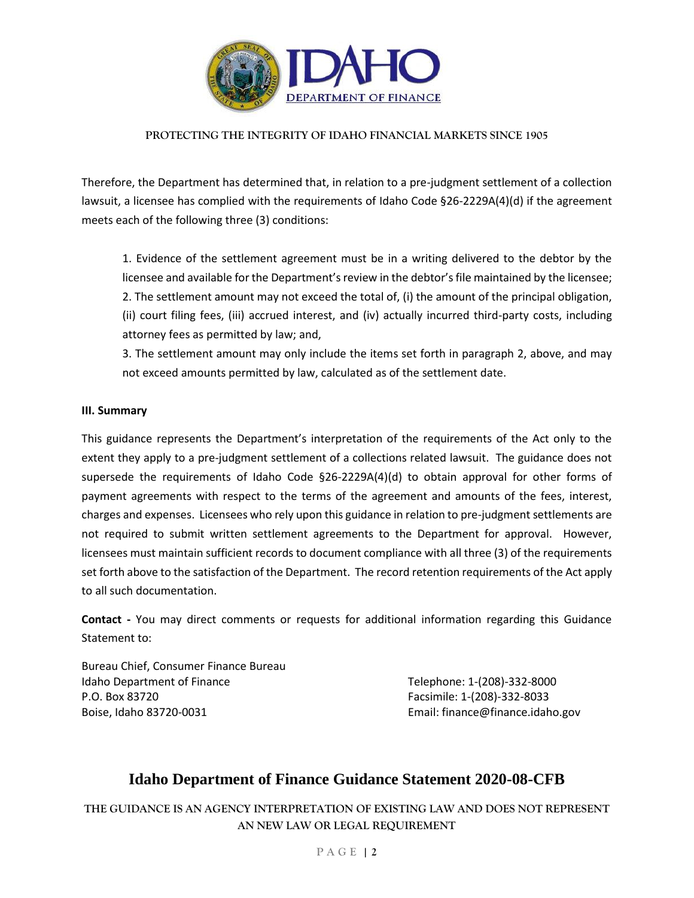Therefore, the Department has determined that, in relation to a pre-judgment settlement of a collection lawsuit, a licensee has complied with the requirements of Idaho Code §26-2229A(4)(d) if the agreement meets each of the following three (3) conditions:

1. Evidence of the settlement agreement must be in a writing delivered to the debtor by the licensee and available for the Department's review in the debtor's file maintained by the licensee;
2. The settlement amount may not exceed the total of, (i) the amount of the principal obligation, (ii) court filing fees, (iii) accrued interest, and (iv) actually incurred third-party costs, including attorney fees as permitted by law; and,
3. The settlement amount may only include the items set forth in paragraph 2, above, and may not exceed amounts permitted by law, calculated as of the settlement date.

**III. Summary**

This guidance represents the Department's interpretation of the requirements of the Act only to the extent they apply to a pre-judgment settlement of a collections related lawsuit. The guidance does not supersede the requirements of Idaho Code §26-2229A(4)(d) to obtain approval for other forms of payment agreements with respect to the terms of the agreement and amounts of the fees, interest, charges and expenses. Licensees who rely upon this guidance in relation to pre-judgment settlements are not required to submit written settlement agreements to the Department for approval. However, licensees must maintain sufficient records to document compliance with all three (3) of the requirements set forth above to the satisfaction of the Department. The record retention requirements of the Act apply to all such documentation.

**Contact -** You may direct comments or requests for additional information regarding this Guidance Statement to:

Bureau Chief, Consumer Finance Bureau
Idaho Department of Finance
P.O. Box 83720
Boise, Idaho 83720-0031

Telephone: 1-(208)-332-8000
Facsimile: 1-(208)-332-8033
Email: finance@finance.idaho.gov